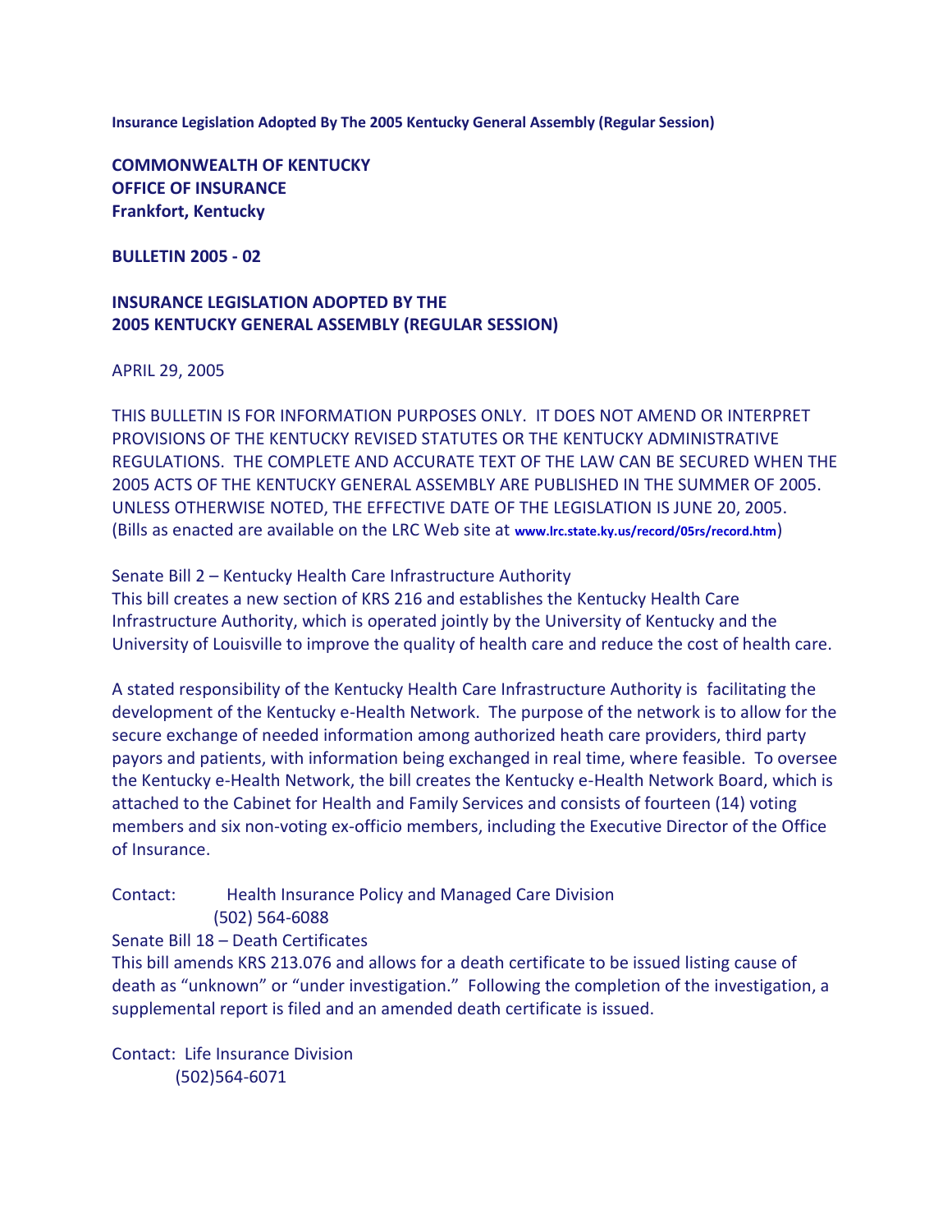**Insurance Legislation Adopted By The 2005 Kentucky General Assembly (Regular Session)**

**COMMONWEALTH OF KENTUCKY**
**OFFICE OF INSURANCE**
**Frankfort, Kentucky**

**BULLETIN 2005 - 02**

**INSURANCE LEGISLATION ADOPTED BY THE**
**2005 KENTUCKY GENERAL ASSEMBLY (REGULAR SESSION)**

APRIL 29, 2005

THIS BULLETIN IS FOR INFORMATION PURPOSES ONLY. IT DOES NOT AMEND OR INTERPRET PROVISIONS OF THE KENTUCKY REVISED STATUTES OR THE KENTUCKY ADMINISTRATIVE REGULATIONS. THE COMPLETE AND ACCURATE TEXT OF THE LAW CAN BE SECURED WHEN THE 2005 ACTS OF THE KENTUCKY GENERAL ASSEMBLY ARE PUBLISHED IN THE SUMMER OF 2005. UNLESS OTHERWISE NOTED, THE EFFECTIVE DATE OF THE LEGISLATION IS JUNE 20, 2005. (Bills as enacted are available on the LRC Web site at **www.lrc.state.ky.us/record/05rs/record.htm**)

Senate Bill 2 – Kentucky Health Care Infrastructure Authority
This bill creates a new section of KRS 216 and establishes the Kentucky Health Care Infrastructure Authority, which is operated jointly by the University of Kentucky and the University of Louisville to improve the quality of health care and reduce the cost of health care.

A stated responsibility of the Kentucky Health Care Infrastructure Authority is facilitating the development of the Kentucky e-Health Network. The purpose of the network is to allow for the secure exchange of needed information among authorized heath care providers, third party payors and patients, with information being exchanged in real time, where feasible. To oversee the Kentucky e-Health Network, the bill creates the Kentucky e-Health Network Board, which is attached to the Cabinet for Health and Family Services and consists of fourteen (14) voting members and six non-voting ex-officio members, including the Executive Director of the Office of Insurance.

Contact: Health Insurance Policy and Managed Care Division
(502) 564-6088

Senate Bill 18 – Death Certificates
This bill amends KRS 213.076 and allows for a death certificate to be issued listing cause of death as "unknown" or "under investigation." Following the completion of the investigation, a supplemental report is filed and an amended death certificate is issued.

Contact: Life Insurance Division
(502)564-6071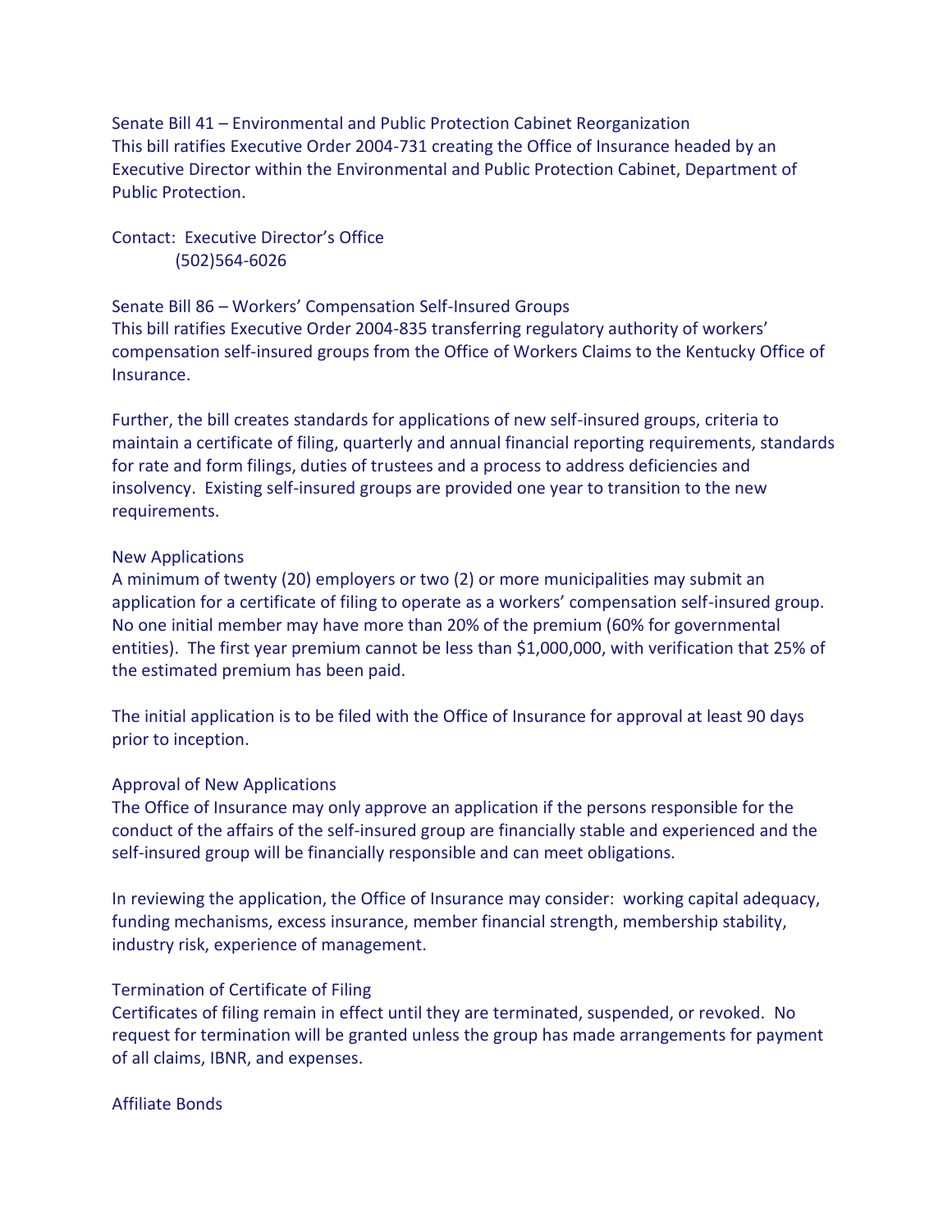Senate Bill 41 – Environmental and Public Protection Cabinet Reorganization
This bill ratifies Executive Order 2004-731 creating the Office of Insurance headed by an Executive Director within the Environmental and Public Protection Cabinet, Department of Public Protection.

Contact: Executive Director's Office
(502)564-6026

Senate Bill 86 – Workers' Compensation Self-Insured Groups
This bill ratifies Executive Order 2004-835 transferring regulatory authority of workers' compensation self-insured groups from the Office of Workers Claims to the Kentucky Office of Insurance.

Further, the bill creates standards for applications of new self-insured groups, criteria to maintain a certificate of filing, quarterly and annual financial reporting requirements, standards for rate and form filings, duties of trustees and a process to address deficiencies and insolvency. Existing self-insured groups are provided one year to transition to the new requirements.

New Applications
A minimum of twenty (20) employers or two (2) or more municipalities may submit an application for a certificate of filing to operate as a workers' compensation self-insured group. No one initial member may have more than 20% of the premium (60% for governmental entities). The first year premium cannot be less than $1,000,000, with verification that 25% of the estimated premium has been paid.

The initial application is to be filed with the Office of Insurance for approval at least 90 days prior to inception.

Approval of New Applications
The Office of Insurance may only approve an application if the persons responsible for the conduct of the affairs of the self-insured group are financially stable and experienced and the self-insured group will be financially responsible and can meet obligations.

In reviewing the application, the Office of Insurance may consider: working capital adequacy, funding mechanisms, excess insurance, member financial strength, membership stability, industry risk, experience of management.

Termination of Certificate of Filing
Certificates of filing remain in effect until they are terminated, suspended, or revoked. No request for termination will be granted unless the group has made arrangements for payment of all claims, IBNR, and expenses.

Affiliate Bonds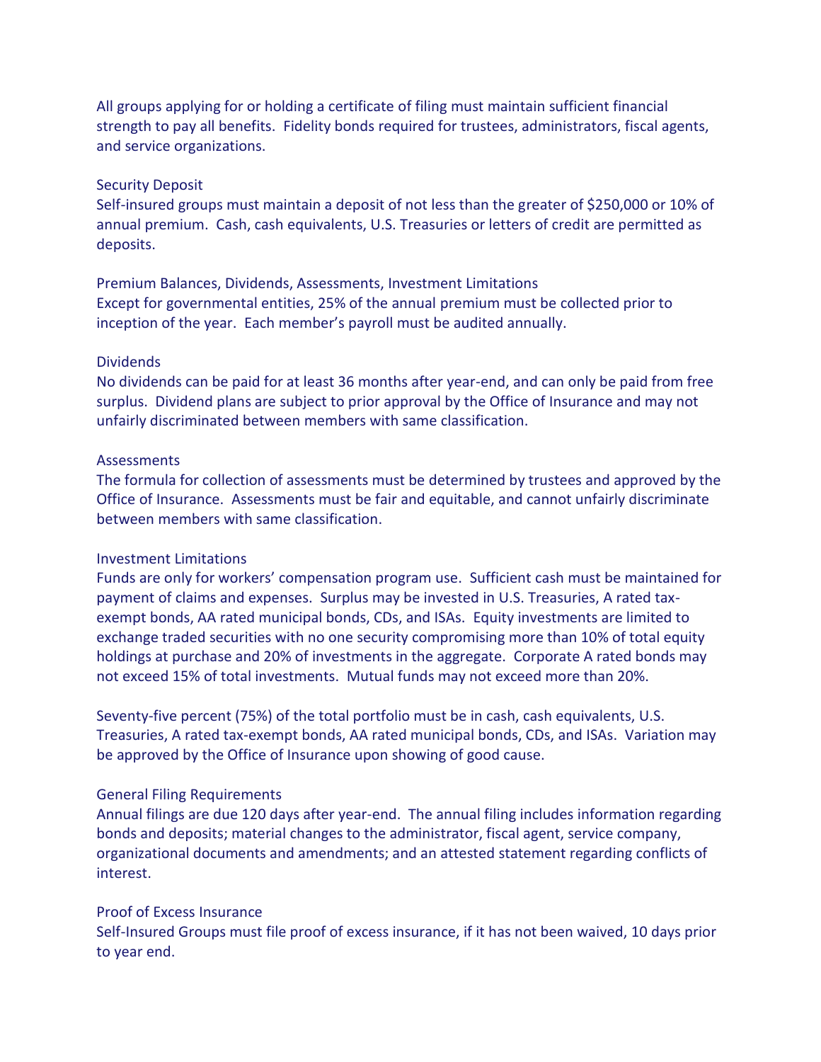All groups applying for or holding a certificate of filing must maintain sufficient financial strength to pay all benefits. Fidelity bonds required for trustees, administrators, fiscal agents, and service organizations.

### Security Deposit

Self-insured groups must maintain a deposit of not less than the greater of $250,000 or 10% of annual premium. Cash, cash equivalents, U.S. Treasuries or letters of credit are permitted as deposits.

### Premium Balances, Dividends, Assessments, Investment Limitations

Except for governmental entities, 25% of the annual premium must be collected prior to inception of the year. Each member's payroll must be audited annually.

### Dividends

No dividends can be paid for at least 36 months after year-end, and can only be paid from free surplus. Dividend plans are subject to prior approval by the Office of Insurance and may not unfairly discriminated between members with same classification.

### Assessments

The formula for collection of assessments must be determined by trustees and approved by the Office of Insurance. Assessments must be fair and equitable, and cannot unfairly discriminate between members with same classification.

### Investment Limitations

Funds are only for workers' compensation program use. Sufficient cash must be maintained for payment of claims and expenses. Surplus may be invested in U.S. Treasuries, A rated tax-exempt bonds, AA rated municipal bonds, CDs, and ISAs. Equity investments are limited to exchange traded securities with no one security compromising more than 10% of total equity holdings at purchase and 20% of investments in the aggregate. Corporate A rated bonds may not exceed 15% of total investments. Mutual funds may not exceed more than 20%.

Seventy-five percent (75%) of the total portfolio must be in cash, cash equivalents, U.S. Treasuries, A rated tax-exempt bonds, AA rated municipal bonds, CDs, and ISAs. Variation may be approved by the Office of Insurance upon showing of good cause.

### General Filing Requirements

Annual filings are due 120 days after year-end. The annual filing includes information regarding bonds and deposits; material changes to the administrator, fiscal agent, service company, organizational documents and amendments; and an attested statement regarding conflicts of interest.

### Proof of Excess Insurance

Self-Insured Groups must file proof of excess insurance, if it has not been waived, 10 days prior to year end.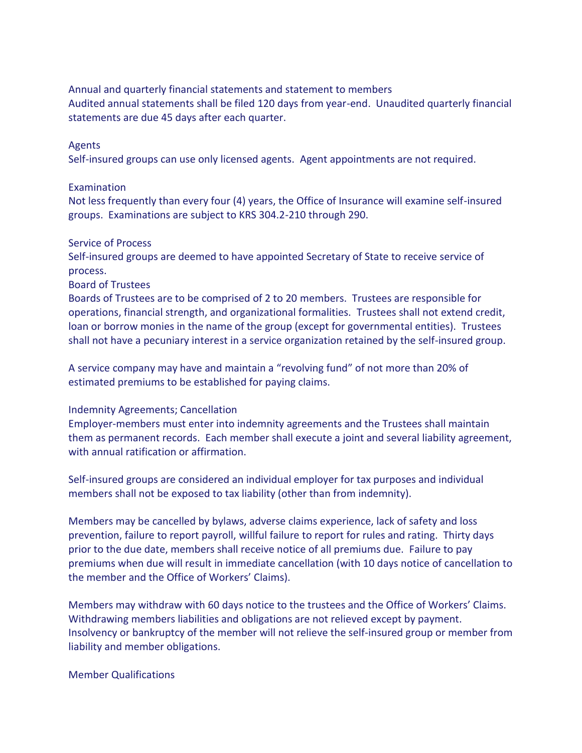Annual and quarterly financial statements and statement to members

Audited annual statements shall be filed 120 days from year-end. Unaudited quarterly financial statements are due 45 days after each quarter.

Agents

Self-insured groups can use only licensed agents. Agent appointments are not required.

Examination

Not less frequently than every four (4) years, the Office of Insurance will examine self-insured groups. Examinations are subject to KRS 304.2-210 through 290.

Service of Process

Self-insured groups are deemed to have appointed Secretary of State to receive service of process.

Board of Trustees

Boards of Trustees are to be comprised of 2 to 20 members. Trustees are responsible for operations, financial strength, and organizational formalities. Trustees shall not extend credit, loan or borrow monies in the name of the group (except for governmental entities). Trustees shall not have a pecuniary interest in a service organization retained by the self-insured group.

A service company may have and maintain a "revolving fund" of not more than 20% of estimated premiums to be established for paying claims.

Indemnity Agreements; Cancellation

Employer-members must enter into indemnity agreements and the Trustees shall maintain them as permanent records. Each member shall execute a joint and several liability agreement, with annual ratification or affirmation.

Self-insured groups are considered an individual employer for tax purposes and individual members shall not be exposed to tax liability (other than from indemnity).

Members may be cancelled by bylaws, adverse claims experience, lack of safety and loss prevention, failure to report payroll, willful failure to report for rules and rating. Thirty days prior to the due date, members shall receive notice of all premiums due. Failure to pay premiums when due will result in immediate cancellation (with 10 days notice of cancellation to the member and the Office of Workers' Claims).

Members may withdraw with 60 days notice to the trustees and the Office of Workers' Claims. Withdrawing members liabilities and obligations are not relieved except by payment. Insolvency or bankruptcy of the member will not relieve the self-insured group or member from liability and member obligations.

Member Qualifications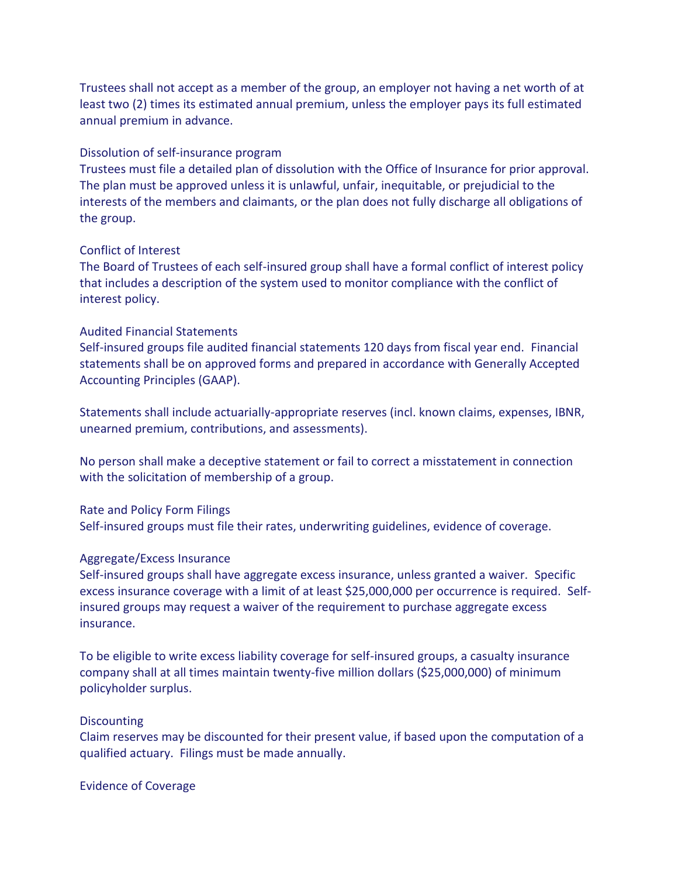Trustees shall not accept as a member of the group, an employer not having a net worth of at least two (2) times its estimated annual premium, unless the employer pays its full estimated annual premium in advance.

### Dissolution of self-insurance program

Trustees must file a detailed plan of dissolution with the Office of Insurance for prior approval. The plan must be approved unless it is unlawful, unfair, inequitable, or prejudicial to the interests of the members and claimants, or the plan does not fully discharge all obligations of the group.

### Conflict of Interest

The Board of Trustees of each self-insured group shall have a formal conflict of interest policy that includes a description of the system used to monitor compliance with the conflict of interest policy.

### Audited Financial Statements

Self-insured groups file audited financial statements 120 days from fiscal year end. Financial statements shall be on approved forms and prepared in accordance with Generally Accepted Accounting Principles (GAAP).

Statements shall include actuarially-appropriate reserves (incl. known claims, expenses, IBNR, unearned premium, contributions, and assessments).

No person shall make a deceptive statement or fail to correct a misstatement in connection with the solicitation of membership of a group.

### Rate and Policy Form Filings

Self-insured groups must file their rates, underwriting guidelines, evidence of coverage.

### Aggregate/Excess Insurance

Self-insured groups shall have aggregate excess insurance, unless granted a waiver. Specific excess insurance coverage with a limit of at least $25,000,000 per occurrence is required. Self-insured groups may request a waiver of the requirement to purchase aggregate excess insurance.

To be eligible to write excess liability coverage for self-insured groups, a casualty insurance company shall at all times maintain twenty-five million dollars ($25,000,000) of minimum policyholder surplus.

### Discounting

Claim reserves may be discounted for their present value, if based upon the computation of a qualified actuary. Filings must be made annually.

### Evidence of Coverage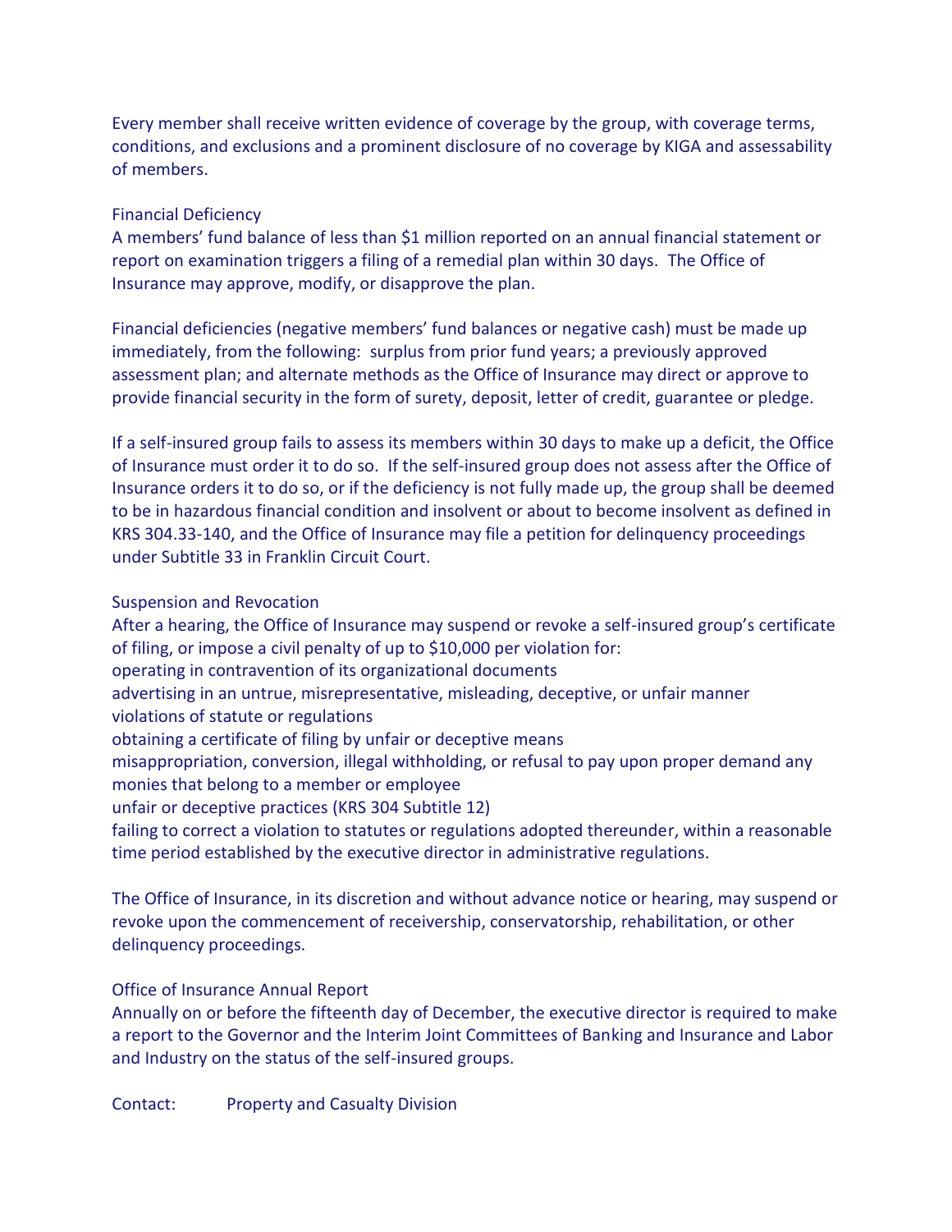Every member shall receive written evidence of coverage by the group, with coverage terms, conditions, and exclusions and a prominent disclosure of no coverage by KIGA and assessability of members.

### Financial Deficiency

A members' fund balance of less than $1 million reported on an annual financial statement or report on examination triggers a filing of a remedial plan within 30 days. The Office of Insurance may approve, modify, or disapprove the plan.

Financial deficiencies (negative members' fund balances or negative cash) must be made up immediately, from the following: surplus from prior fund years; a previously approved assessment plan; and alternate methods as the Office of Insurance may direct or approve to provide financial security in the form of surety, deposit, letter of credit, guarantee or pledge.

If a self-insured group fails to assess its members within 30 days to make up a deficit, the Office of Insurance must order it to do so. If the self-insured group does not assess after the Office of Insurance orders it to do so, or if the deficiency is not fully made up, the group shall be deemed to be in hazardous financial condition and insolvent or about to become insolvent as defined in KRS 304.33-140, and the Office of Insurance may file a petition for delinquency proceedings under Subtitle 33 in Franklin Circuit Court.

### Suspension and Revocation

After a hearing, the Office of Insurance may suspend or revoke a self-insured group's certificate of filing, or impose a civil penalty of up to $10,000 per violation for:

- operating in contravention of its organizational documents
- advertising in an untrue, misrepresentative, misleading, deceptive, or unfair manner
- violations of statute or regulations
- obtaining a certificate of filing by unfair or deceptive means
- misappropriation, conversion, illegal withholding, or refusal to pay upon proper demand any monies that belong to a member or employee
- unfair or deceptive practices (KRS 304 Subtitle 12)
- failing to correct a violation to statutes or regulations adopted thereunder, within a reasonable time period established by the executive director in administrative regulations.

The Office of Insurance, in its discretion and without advance notice or hearing, may suspend or revoke upon the commencement of receivership, conservatorship, rehabilitation, or other delinquency proceedings.

### Office of Insurance Annual Report

Annually on or before the fifteenth day of December, the executive director is required to make a report to the Governor and the Interim Joint Committees of Banking and Insurance and Labor and Industry on the status of the self-insured groups.

Contact: Property and Casualty Division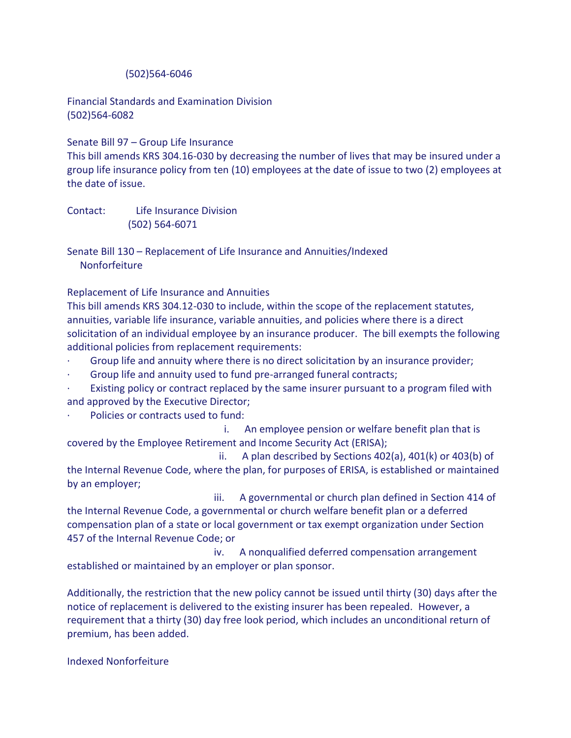(502)564-6046

Financial Standards and Examination Division
(502)564-6082

Senate Bill 97 – Group Life Insurance
This bill amends KRS 304.16-030 by decreasing the number of lives that may be insured under a group life insurance policy from ten (10) employees at the date of issue to two (2) employees at the date of issue.

Contact: Life Insurance Division
(502) 564-6071

Senate Bill 130 – Replacement of Life Insurance and Annuities/Indexed Nonforfeiture

Replacement of Life Insurance and Annuities
This bill amends KRS 304.12-030 to include, within the scope of the replacement statutes, annuities, variable life insurance, variable annuities, and policies where there is a direct solicitation of an individual employee by an insurance producer. The bill exempts the following additional policies from replacement requirements:

- Group life and annuity where there is no direct solicitation by an insurance provider;
- Group life and annuity used to fund pre-arranged funeral contracts;
- Existing policy or contract replaced by the same insurer pursuant to a program filed with and approved by the Executive Director;
- Policies or contracts used to fund:
  - i. An employee pension or welfare benefit plan that is covered by the Employee Retirement and Income Security Act (ERISA);
  - ii. A plan described by Sections 402(a), 401(k) or 403(b) of the Internal Revenue Code, where the plan, for purposes of ERISA, is established or maintained by an employer;
  - iii. A governmental or church plan defined in Section 414 of the Internal Revenue Code, a governmental or church welfare benefit plan or a deferred compensation plan of a state or local government or tax exempt organization under Section 457 of the Internal Revenue Code; or
  - iv. A nonqualified deferred compensation arrangement established or maintained by an employer or plan sponsor.

Additionally, the restriction that the new policy cannot be issued until thirty (30) days after the notice of replacement is delivered to the existing insurer has been repealed. However, a requirement that a thirty (30) day free look period, which includes an unconditional return of premium, has been added.

Indexed Nonforfeiture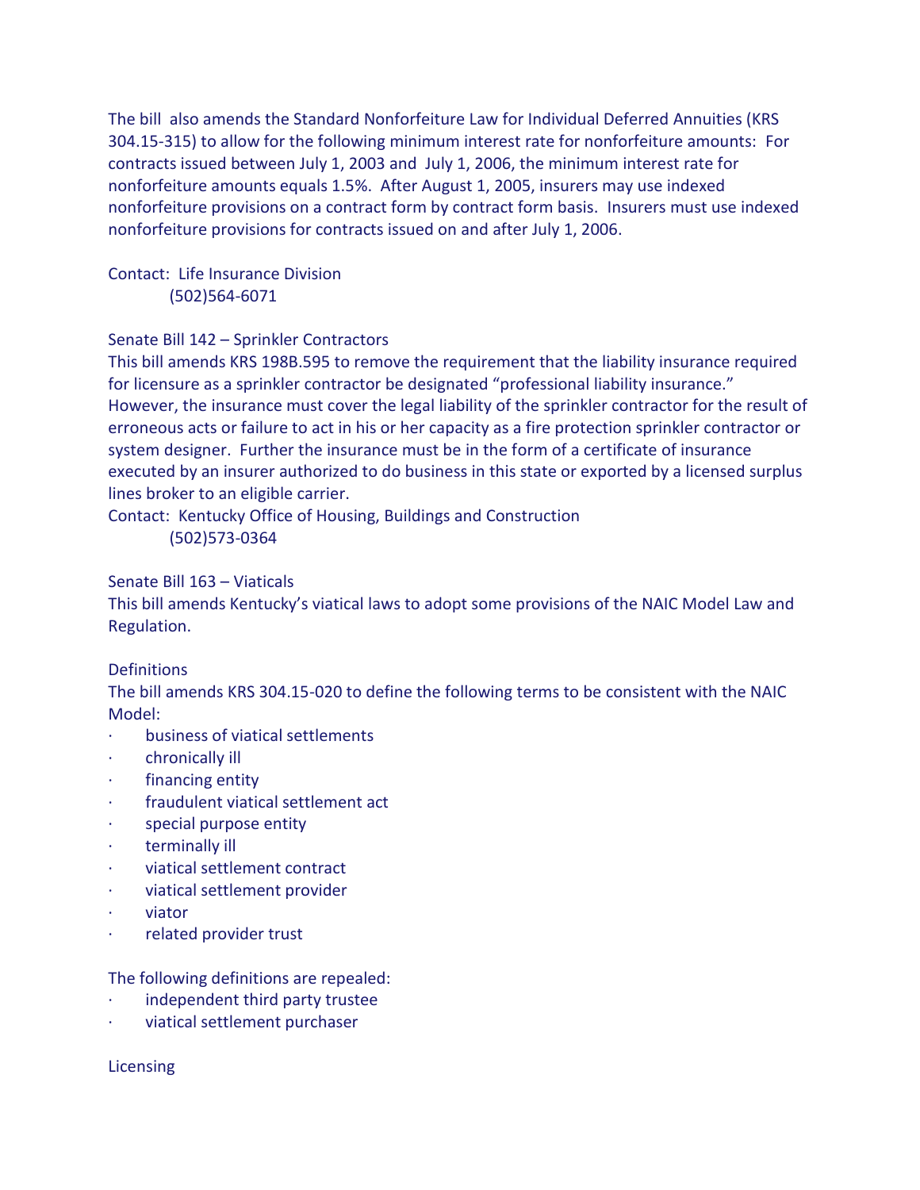The bill also amends the Standard Nonforfeiture Law for Individual Deferred Annuities (KRS 304.15-315) to allow for the following minimum interest rate for nonforfeiture amounts: For contracts issued between July 1, 2003 and July 1, 2006, the minimum interest rate for nonforfeiture amounts equals 1.5%. After August 1, 2005, insurers may use indexed nonforfeiture provisions on a contract form by contract form basis. Insurers must use indexed nonforfeiture provisions for contracts issued on and after July 1, 2006.

Contact: Life Insurance Division
(502)564-6071

Senate Bill 142 – Sprinkler Contractors

This bill amends KRS 198B.595 to remove the requirement that the liability insurance required for licensure as a sprinkler contractor be designated "professional liability insurance." However, the insurance must cover the legal liability of the sprinkler contractor for the result of erroneous acts or failure to act in his or her capacity as a fire protection sprinkler contractor or system designer. Further the insurance must be in the form of a certificate of insurance executed by an insurer authorized to do business in this state or exported by a licensed surplus lines broker to an eligible carrier.

Contact: Kentucky Office of Housing, Buildings and Construction
(502)573-0364

Senate Bill 163 – Viaticals

This bill amends Kentucky's viatical laws to adopt some provisions of the NAIC Model Law and Regulation.

Definitions

The bill amends KRS 304.15-020 to define the following terms to be consistent with the NAIC Model:

- business of viatical settlements
- chronically ill
- financing entity
- fraudulent viatical settlement act
- special purpose entity
- terminally ill
- viatical settlement contract
- viatical settlement provider
- viator
- related provider trust

The following definitions are repealed:

- independent third party trustee
- viatical settlement purchaser

Licensing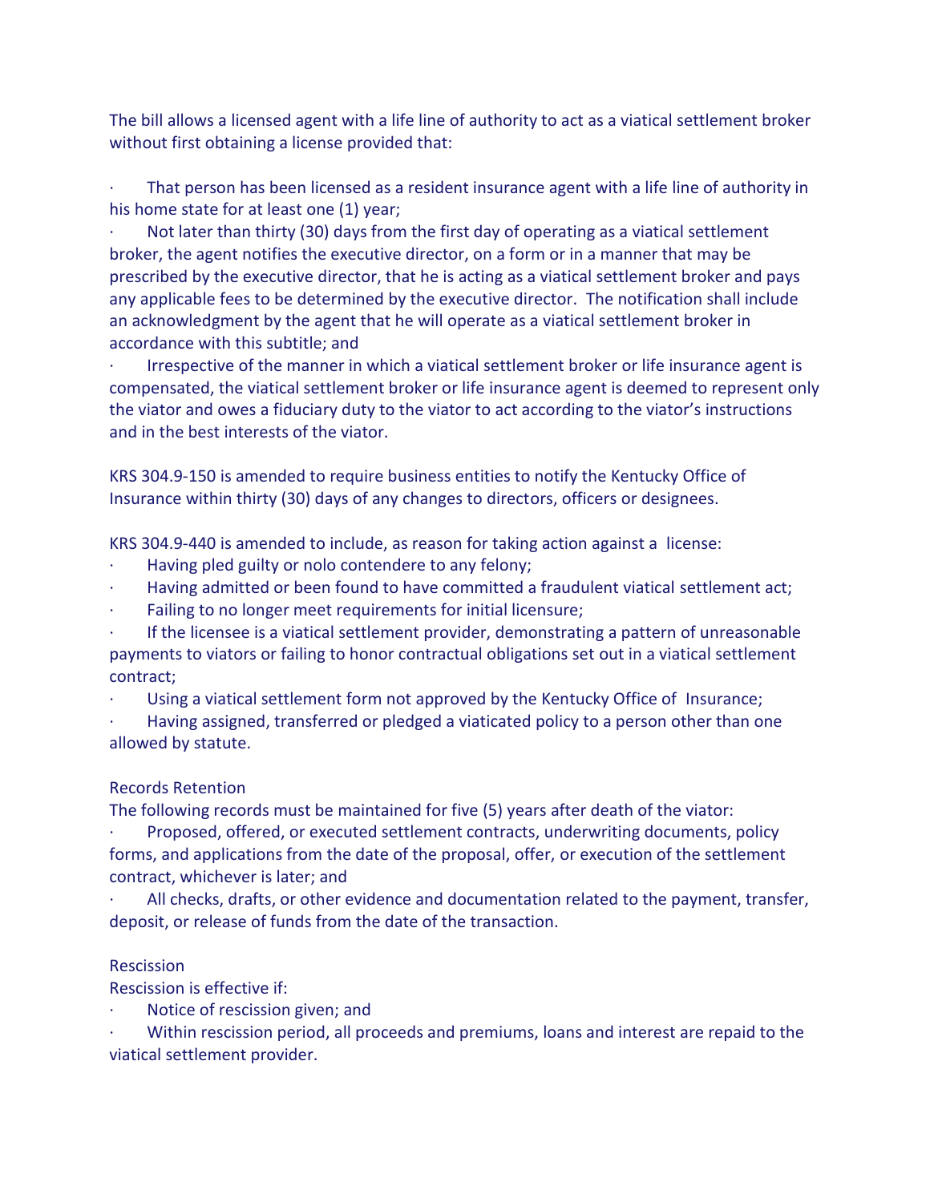The bill allows a licensed agent with a life line of authority to act as a viatical settlement broker without first obtaining a license provided that:

- That person has been licensed as a resident insurance agent with a life line of authority in his home state for at least one (1) year;
- Not later than thirty (30) days from the first day of operating as a viatical settlement broker, the agent notifies the executive director, on a form or in a manner that may be prescribed by the executive director, that he is acting as a viatical settlement broker and pays any applicable fees to be determined by the executive director. The notification shall include an acknowledgment by the agent that he will operate as a viatical settlement broker in accordance with this subtitle; and
- Irrespective of the manner in which a viatical settlement broker or life insurance agent is compensated, the viatical settlement broker or life insurance agent is deemed to represent only the viator and owes a fiduciary duty to the viator to act according to the viator's instructions and in the best interests of the viator.

KRS 304.9-150 is amended to require business entities to notify the Kentucky Office of Insurance within thirty (30) days of any changes to directors, officers or designees.

KRS 304.9-440 is amended to include, as reason for taking action against a license:

- Having pled guilty or nolo contendere to any felony;
- Having admitted or been found to have committed a fraudulent viatical settlement act;
- Failing to no longer meet requirements for initial licensure;
- If the licensee is a viatical settlement provider, demonstrating a pattern of unreasonable payments to viators or failing to honor contractual obligations set out in a viatical settlement contract;
- Using a viatical settlement form not approved by the Kentucky Office of Insurance;
- Having assigned, transferred or pledged a viaticated policy to a person other than one allowed by statute.

Records Retention

The following records must be maintained for five (5) years after death of the viator:

- Proposed, offered, or executed settlement contracts, underwriting documents, policy forms, and applications from the date of the proposal, offer, or execution of the settlement contract, whichever is later; and
- All checks, drafts, or other evidence and documentation related to the payment, transfer, deposit, or release of funds from the date of the transaction.

Rescission

Rescission is effective if:

- Notice of rescission given; and
- Within rescission period, all proceeds and premiums, loans and interest are repaid to the viatical settlement provider.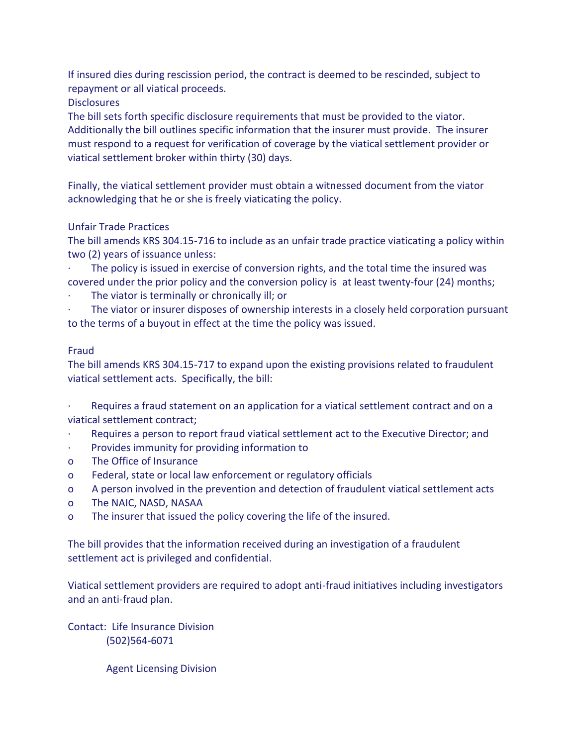If insured dies during rescission period, the contract is deemed to be rescinded, subject to repayment or all viatical proceeds.

Disclosures

The bill sets forth specific disclosure requirements that must be provided to the viator. Additionally the bill outlines specific information that the insurer must provide. The insurer must respond to a request for verification of coverage by the viatical settlement provider or viatical settlement broker within thirty (30) days.

Finally, the viatical settlement provider must obtain a witnessed document from the viator acknowledging that he or she is freely viaticating the policy.

Unfair Trade Practices

The bill amends KRS 304.15-716 to include as an unfair trade practice viaticating a policy within two (2) years of issuance unless:

- The policy is issued in exercise of conversion rights, and the total time the insured was covered under the prior policy and the conversion policy is at least twenty-four (24) months;
- The viator is terminally or chronically ill; or
- The viator or insurer disposes of ownership interests in a closely held corporation pursuant to the terms of a buyout in effect at the time the policy was issued.

Fraud

The bill amends KRS 304.15-717 to expand upon the existing provisions related to fraudulent viatical settlement acts. Specifically, the bill:

- Requires a fraud statement on an application for a viatical settlement contract and on a viatical settlement contract;
- Requires a person to report fraud viatical settlement act to the Executive Director; and
- Provides immunity for providing information to
  - The Office of Insurance
  - Federal, state or local law enforcement or regulatory officials
  - A person involved in the prevention and detection of fraudulent viatical settlement acts
  - The NAIC, NASD, NASAA
  - The insurer that issued the policy covering the life of the insured.

The bill provides that the information received during an investigation of a fraudulent settlement act is privileged and confidential.

Viatical settlement providers are required to adopt anti-fraud initiatives including investigators and an anti-fraud plan.

Contact: Life Insurance Division
(502)564-6071

Agent Licensing Division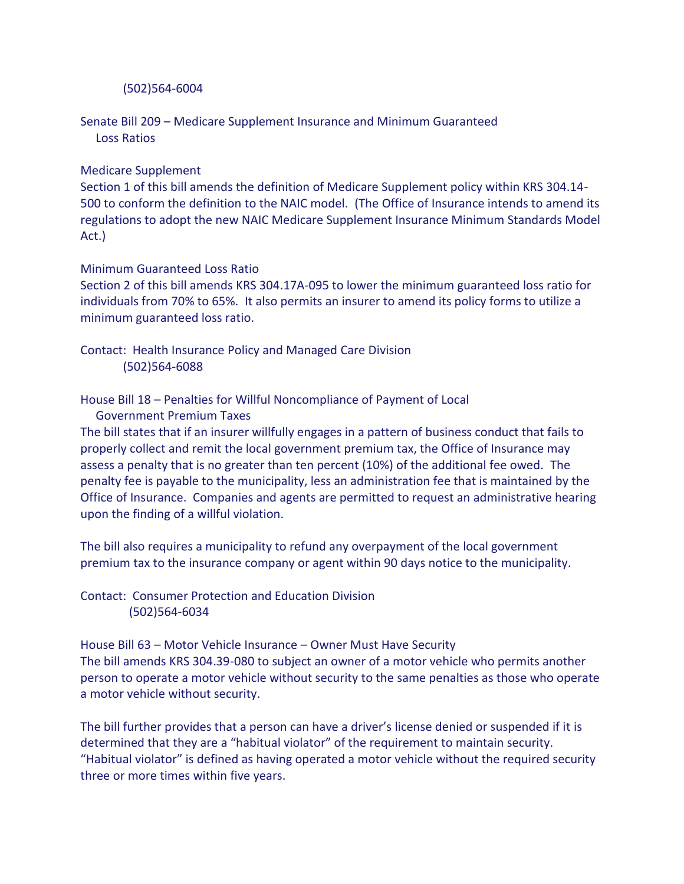(502)564-6004

Senate Bill 209 – Medicare Supplement Insurance and Minimum Guaranteed Loss Ratios

Medicare Supplement
Section 1 of this bill amends the definition of Medicare Supplement policy within KRS 304.14-500 to conform the definition to the NAIC model. (The Office of Insurance intends to amend its regulations to adopt the new NAIC Medicare Supplement Insurance Minimum Standards Model Act.)

Minimum Guaranteed Loss Ratio
Section 2 of this bill amends KRS 304.17A-095 to lower the minimum guaranteed loss ratio for individuals from 70% to 65%. It also permits an insurer to amend its policy forms to utilize a minimum guaranteed loss ratio.

Contact: Health Insurance Policy and Managed Care Division
(502)564-6088

House Bill 18 – Penalties for Willful Noncompliance of Payment of Local Government Premium Taxes
The bill states that if an insurer willfully engages in a pattern of business conduct that fails to properly collect and remit the local government premium tax, the Office of Insurance may assess a penalty that is no greater than ten percent (10%) of the additional fee owed. The penalty fee is payable to the municipality, less an administration fee that is maintained by the Office of Insurance. Companies and agents are permitted to request an administrative hearing upon the finding of a willful violation.

The bill also requires a municipality to refund any overpayment of the local government premium tax to the insurance company or agent within 90 days notice to the municipality.

Contact: Consumer Protection and Education Division
(502)564-6034

House Bill 63 – Motor Vehicle Insurance – Owner Must Have Security
The bill amends KRS 304.39-080 to subject an owner of a motor vehicle who permits another person to operate a motor vehicle without security to the same penalties as those who operate a motor vehicle without security.

The bill further provides that a person can have a driver's license denied or suspended if it is determined that they are a "habitual violator" of the requirement to maintain security. "Habitual violator" is defined as having operated a motor vehicle without the required security three or more times within five years.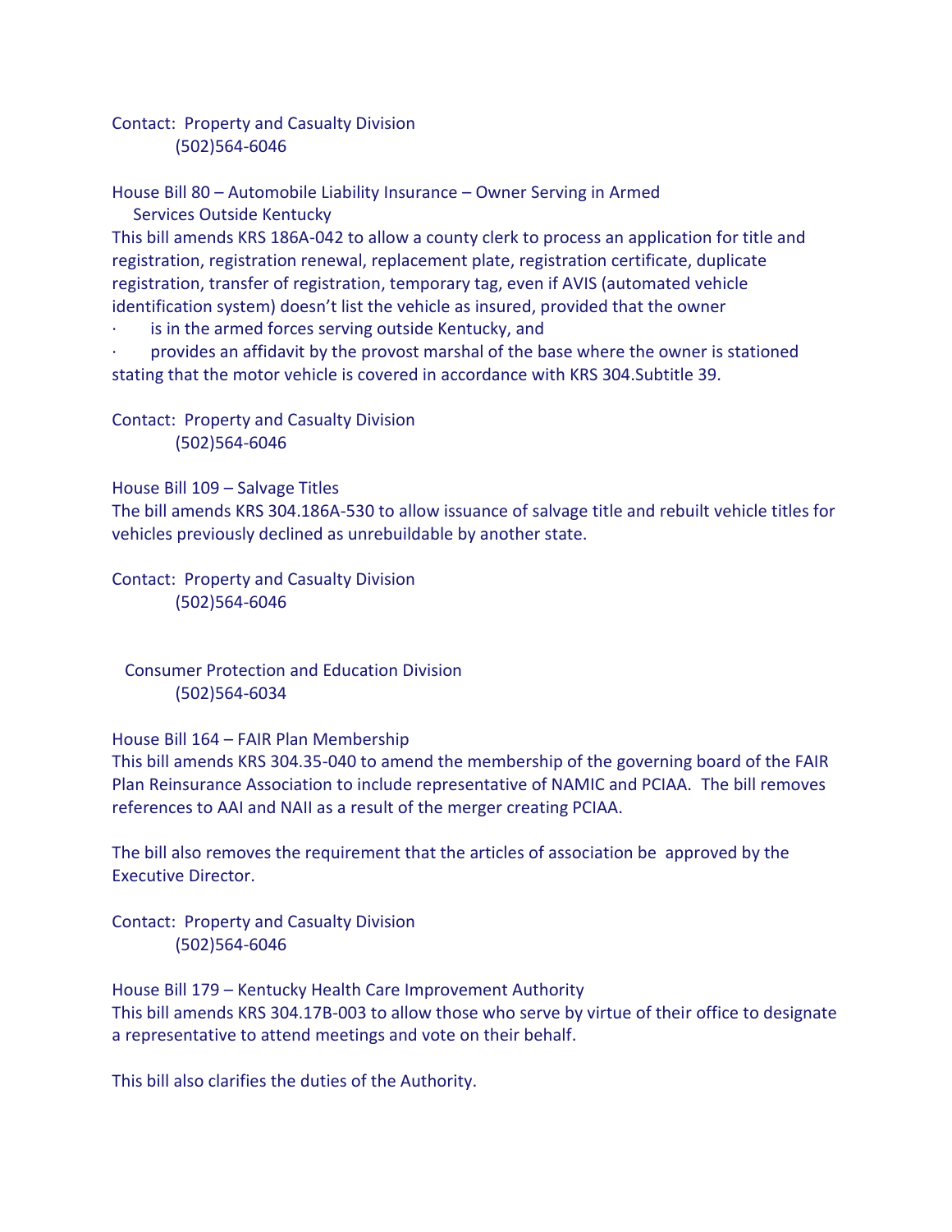Contact: Property and Casualty Division
(502)564-6046

House Bill 80 – Automobile Liability Insurance – Owner Serving in Armed Services Outside Kentucky

This bill amends KRS 186A-042 to allow a county clerk to process an application for title and registration, registration renewal, replacement plate, registration certificate, duplicate registration, transfer of registration, temporary tag, even if AVIS (automated vehicle identification system) doesn't list the vehicle as insured, provided that the owner

- is in the armed forces serving outside Kentucky, and
- provides an affidavit by the provost marshal of the base where the owner is stationed stating that the motor vehicle is covered in accordance with KRS 304.Subtitle 39.

Contact: Property and Casualty Division
(502)564-6046

House Bill 109 – Salvage Titles

The bill amends KRS 304.186A-530 to allow issuance of salvage title and rebuilt vehicle titles for vehicles previously declined as unrebuildable by another state.

Contact: Property and Casualty Division
(502)564-6046

Consumer Protection and Education Division
(502)564-6034

House Bill 164 – FAIR Plan Membership

This bill amends KRS 304.35-040 to amend the membership of the governing board of the FAIR Plan Reinsurance Association to include representative of NAMIC and PCIAA. The bill removes references to AAI and NAII as a result of the merger creating PCIAA.

The bill also removes the requirement that the articles of association be approved by the Executive Director.

Contact: Property and Casualty Division
(502)564-6046

House Bill 179 – Kentucky Health Care Improvement Authority

This bill amends KRS 304.17B-003 to allow those who serve by virtue of their office to designate a representative to attend meetings and vote on their behalf.

This bill also clarifies the duties of the Authority.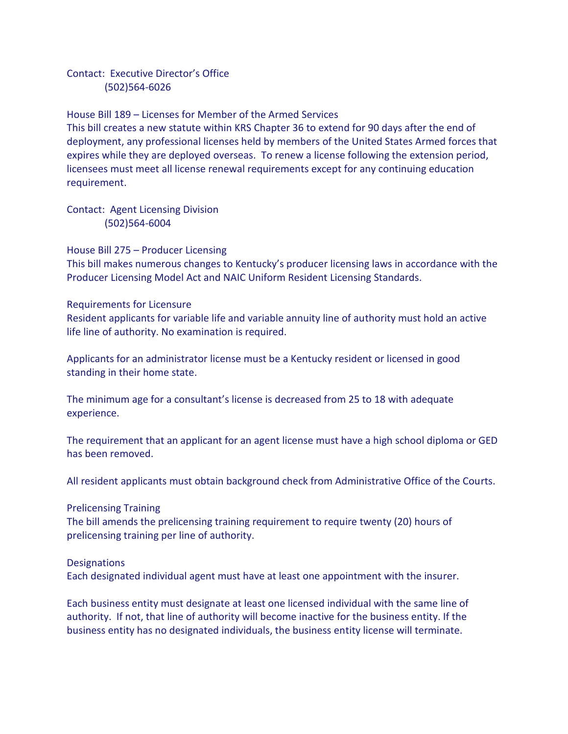Contact: Executive Director's Office
(502)564-6026

House Bill 189 – Licenses for Member of the Armed Services

This bill creates a new statute within KRS Chapter 36 to extend for 90 days after the end of deployment, any professional licenses held by members of the United States Armed forces that expires while they are deployed overseas. To renew a license following the extension period, licensees must meet all license renewal requirements except for any continuing education requirement.

Contact: Agent Licensing Division
(502)564-6004

House Bill 275 – Producer Licensing

This bill makes numerous changes to Kentucky's producer licensing laws in accordance with the Producer Licensing Model Act and NAIC Uniform Resident Licensing Standards.

Requirements for Licensure

Resident applicants for variable life and variable annuity line of authority must hold an active life line of authority. No examination is required.

Applicants for an administrator license must be a Kentucky resident or licensed in good standing in their home state.

The minimum age for a consultant's license is decreased from 25 to 18 with adequate experience.

The requirement that an applicant for an agent license must have a high school diploma or GED has been removed.

All resident applicants must obtain background check from Administrative Office of the Courts.

Prelicensing Training

The bill amends the prelicensing training requirement to require twenty (20) hours of prelicensing training per line of authority.

Designations

Each designated individual agent must have at least one appointment with the insurer.

Each business entity must designate at least one licensed individual with the same line of authority. If not, that line of authority will become inactive for the business entity. If the business entity has no designated individuals, the business entity license will terminate.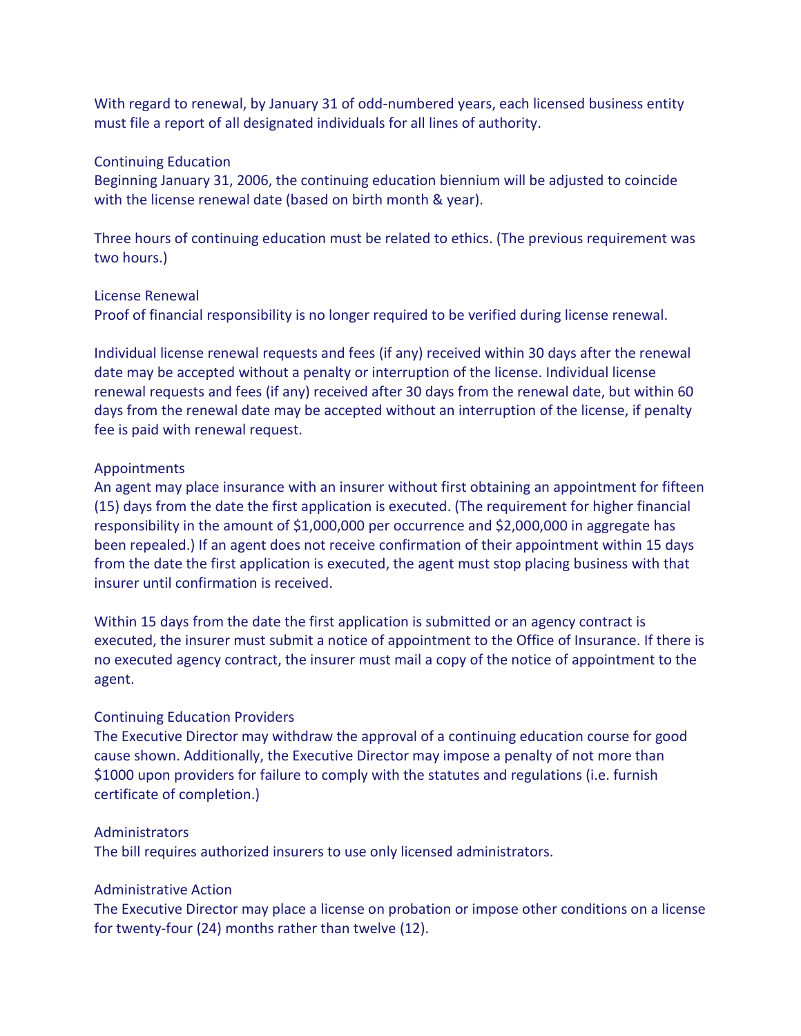With regard to renewal, by January 31 of odd-numbered years, each licensed business entity must file a report of all designated individuals for all lines of authority.

### Continuing Education

Beginning January 31, 2006, the continuing education biennium will be adjusted to coincide with the license renewal date (based on birth month & year).

Three hours of continuing education must be related to ethics. (The previous requirement was two hours.)

### License Renewal

Proof of financial responsibility is no longer required to be verified during license renewal.

Individual license renewal requests and fees (if any) received within 30 days after the renewal date may be accepted without a penalty or interruption of the license. Individual license renewal requests and fees (if any) received after 30 days from the renewal date, but within 60 days from the renewal date may be accepted without an interruption of the license, if penalty fee is paid with renewal request.

### Appointments

An agent may place insurance with an insurer without first obtaining an appointment for fifteen (15) days from the date the first application is executed. (The requirement for higher financial responsibility in the amount of $1,000,000 per occurrence and $2,000,000 in aggregate has been repealed.) If an agent does not receive confirmation of their appointment within 15 days from the date the first application is executed, the agent must stop placing business with that insurer until confirmation is received.

Within 15 days from the date the first application is submitted or an agency contract is executed, the insurer must submit a notice of appointment to the Office of Insurance. If there is no executed agency contract, the insurer must mail a copy of the notice of appointment to the agent.

### Continuing Education Providers

The Executive Director may withdraw the approval of a continuing education course for good cause shown. Additionally, the Executive Director may impose a penalty of not more than $1000 upon providers for failure to comply with the statutes and regulations (i.e. furnish certificate of completion.)

### Administrators

The bill requires authorized insurers to use only licensed administrators.

### Administrative Action

The Executive Director may place a license on probation or impose other conditions on a license for twenty-four (24) months rather than twelve (12).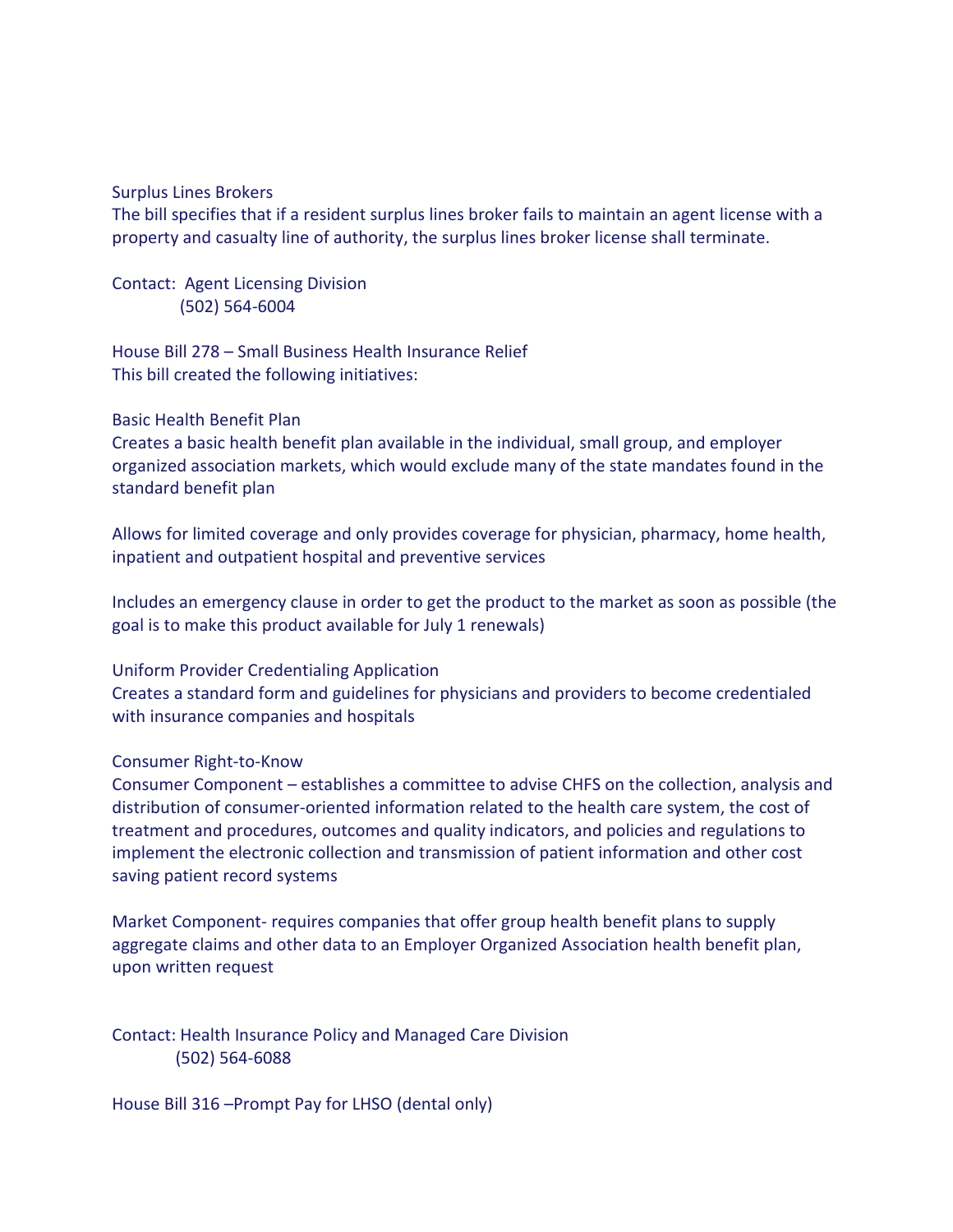### Surplus Lines Brokers

The bill specifies that if a resident surplus lines broker fails to maintain an agent license with a property and casualty line of authority, the surplus lines broker license shall terminate.

Contact: Agent Licensing Division
(502) 564-6004

## House Bill 278 – Small Business Health Insurance Relief

This bill created the following initiatives:

### Basic Health Benefit Plan

Creates a basic health benefit plan available in the individual, small group, and employer organized association markets, which would exclude many of the state mandates found in the standard benefit plan

Allows for limited coverage and only provides coverage for physician, pharmacy, home health, inpatient and outpatient hospital and preventive services

Includes an emergency clause in order to get the product to the market as soon as possible (the goal is to make this product available for July 1 renewals)

### Uniform Provider Credentialing Application

Creates a standard form and guidelines for physicians and providers to become credentialed with insurance companies and hospitals

### Consumer Right-to-Know

Consumer Component – establishes a committee to advise CHFS on the collection, analysis and distribution of consumer-oriented information related to the health care system, the cost of treatment and procedures, outcomes and quality indicators, and policies and regulations to implement the electronic collection and transmission of patient information and other cost saving patient record systems

Market Component- requires companies that offer group health benefit plans to supply aggregate claims and other data to an Employer Organized Association health benefit plan, upon written request

Contact: Health Insurance Policy and Managed Care Division
(502) 564-6088

## House Bill 316 –Prompt Pay for LHSO (dental only)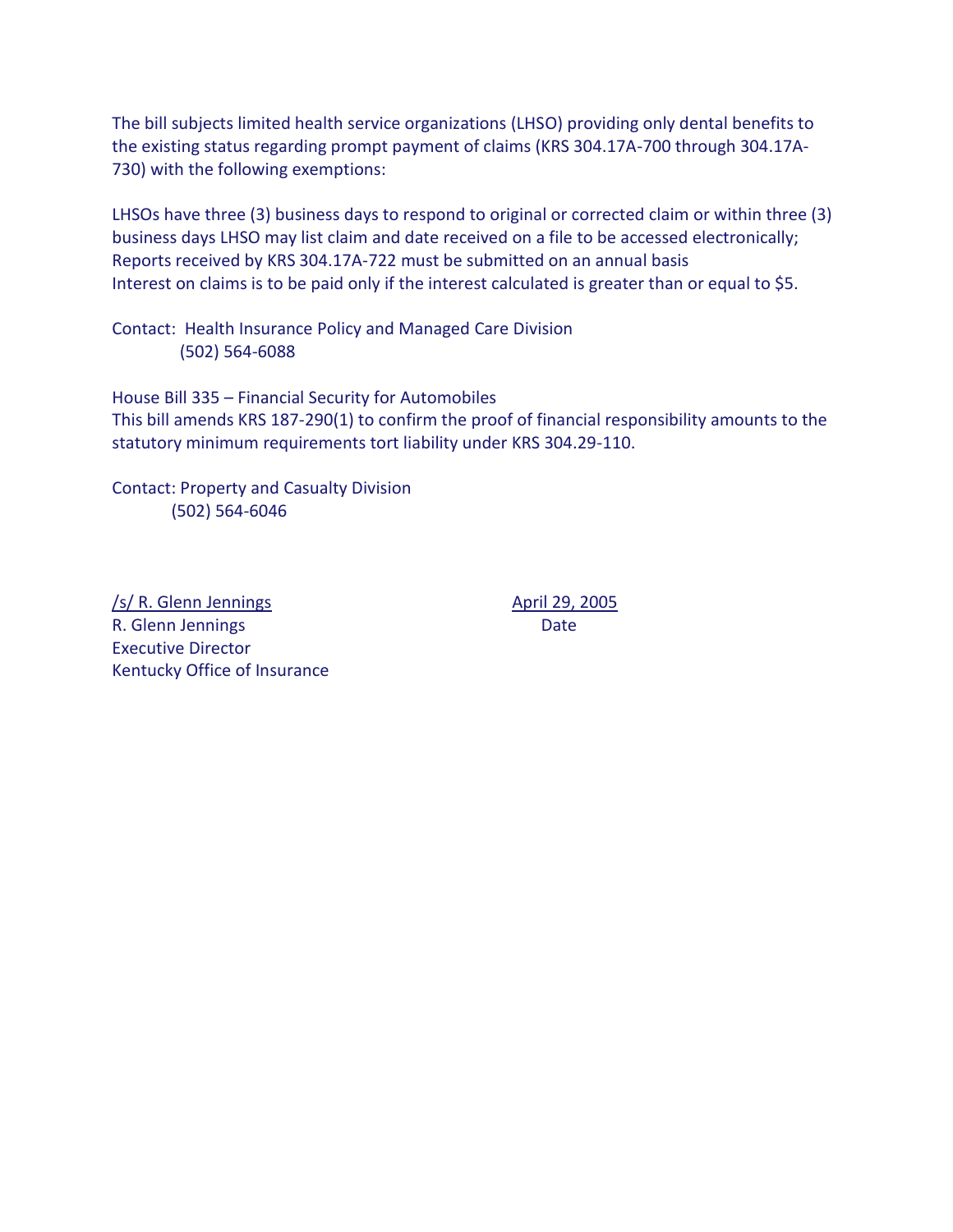The bill subjects limited health service organizations (LHSO) providing only dental benefits to the existing status regarding prompt payment of claims (KRS 304.17A-700 through 304.17A-730) with the following exemptions:

LHSOs have three (3) business days to respond to original or corrected claim or within three (3) business days LHSO may list claim and date received on a file to be accessed electronically;
Reports received by KRS 304.17A-722 must be submitted on an annual basis
Interest on claims is to be paid only if the interest calculated is greater than or equal to $5.

Contact: Health Insurance Policy and Managed Care Division
(502) 564-6088

House Bill 335 – Financial Security for Automobiles
This bill amends KRS 187-290(1) to confirm the proof of financial responsibility amounts to the statutory minimum requirements tort liability under KRS 304.29-110.

Contact: Property and Casualty Division
(502) 564-6046

/s/ R. Glenn Jennings
R. Glenn Jennings
Executive Director
Kentucky Office of Insurance

April 29, 2005
Date